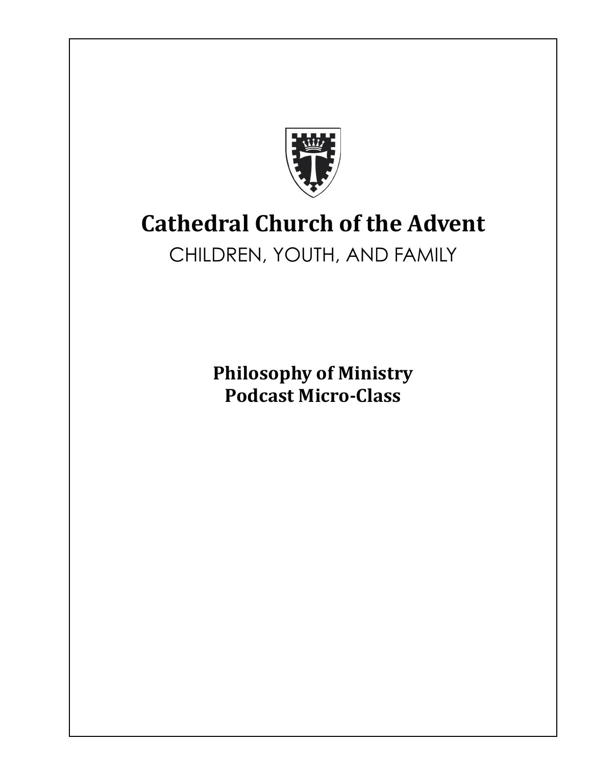# Cathedral Church of the Advent

CHILDREN, YOUTH, AND FAMILY

**Philosophy of Ministry**
**Podcast Micro-Class**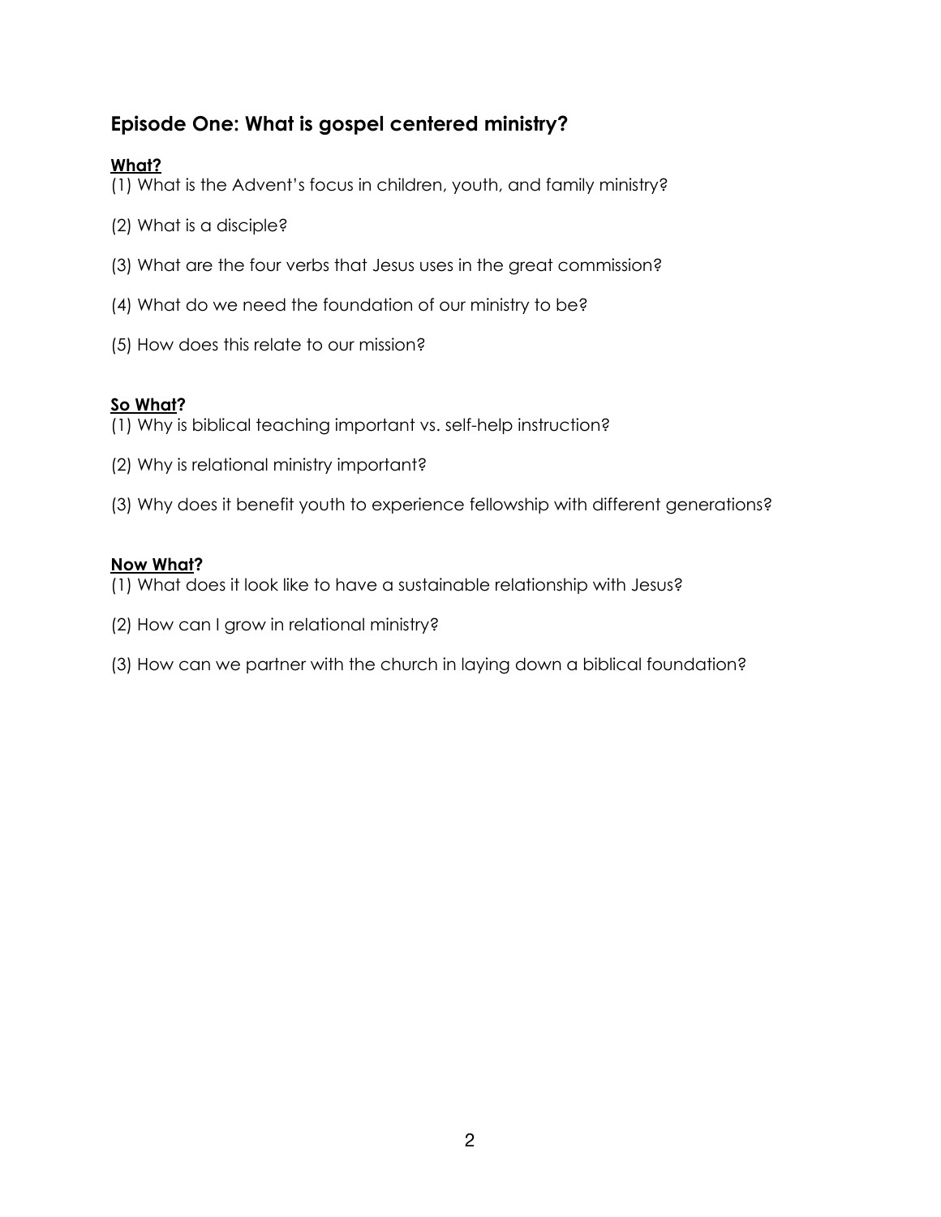## Episode One: What is gospel centered ministry?

**<u>What?</u>**

(1) What is the Advent's focus in children, youth, and family ministry?

(2) What is a disciple?

(3) What are the four verbs that Jesus uses in the great commission?

(4) What do we need the foundation of our ministry to be?

(5) How does this relate to our mission?

**<u>So What</u>?**

(1) Why is biblical teaching important vs. self-help instruction?

(2) Why is relational ministry important?

(3) Why does it benefit youth to experience fellowship with different generations?

**<u>Now What</u>?**

(1) What does it look like to have a sustainable relationship with Jesus?

(2) How can I grow in relational ministry?

(3) How can we partner with the church in laying down a biblical foundation?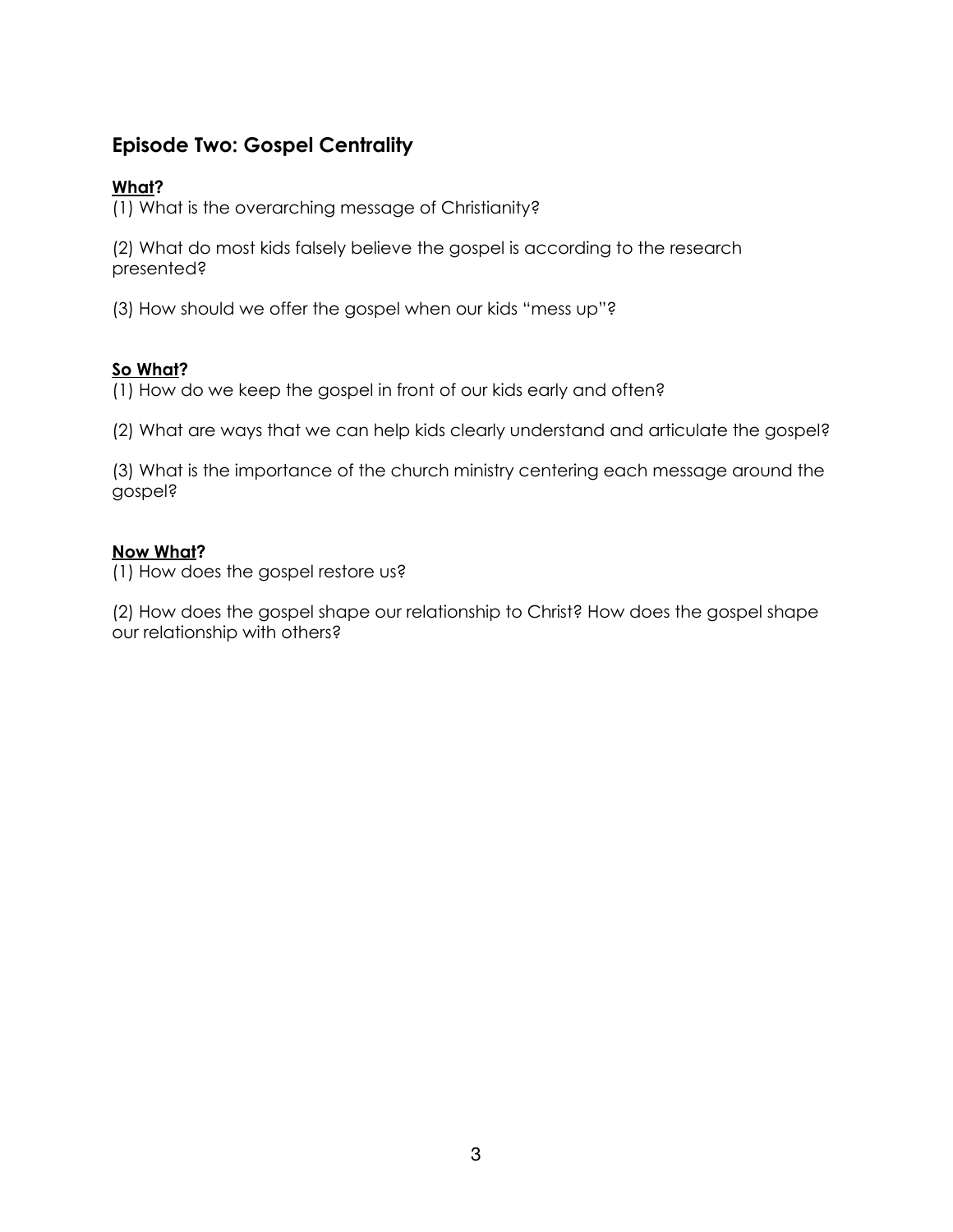## Episode Two: Gospel Centrality

**What?**

(1) What is the overarching message of Christianity?

(2) What do most kids falsely believe the gospel is according to the research presented?

(3) How should we offer the gospel when our kids "mess up"?

**So What?**

(1) How do we keep the gospel in front of our kids early and often?

(2) What are ways that we can help kids clearly understand and articulate the gospel?

(3) What is the importance of the church ministry centering each message around the gospel?

**Now What?**

(1) How does the gospel restore us?

(2) How does the gospel shape our relationship to Christ? How does the gospel shape our relationship with others?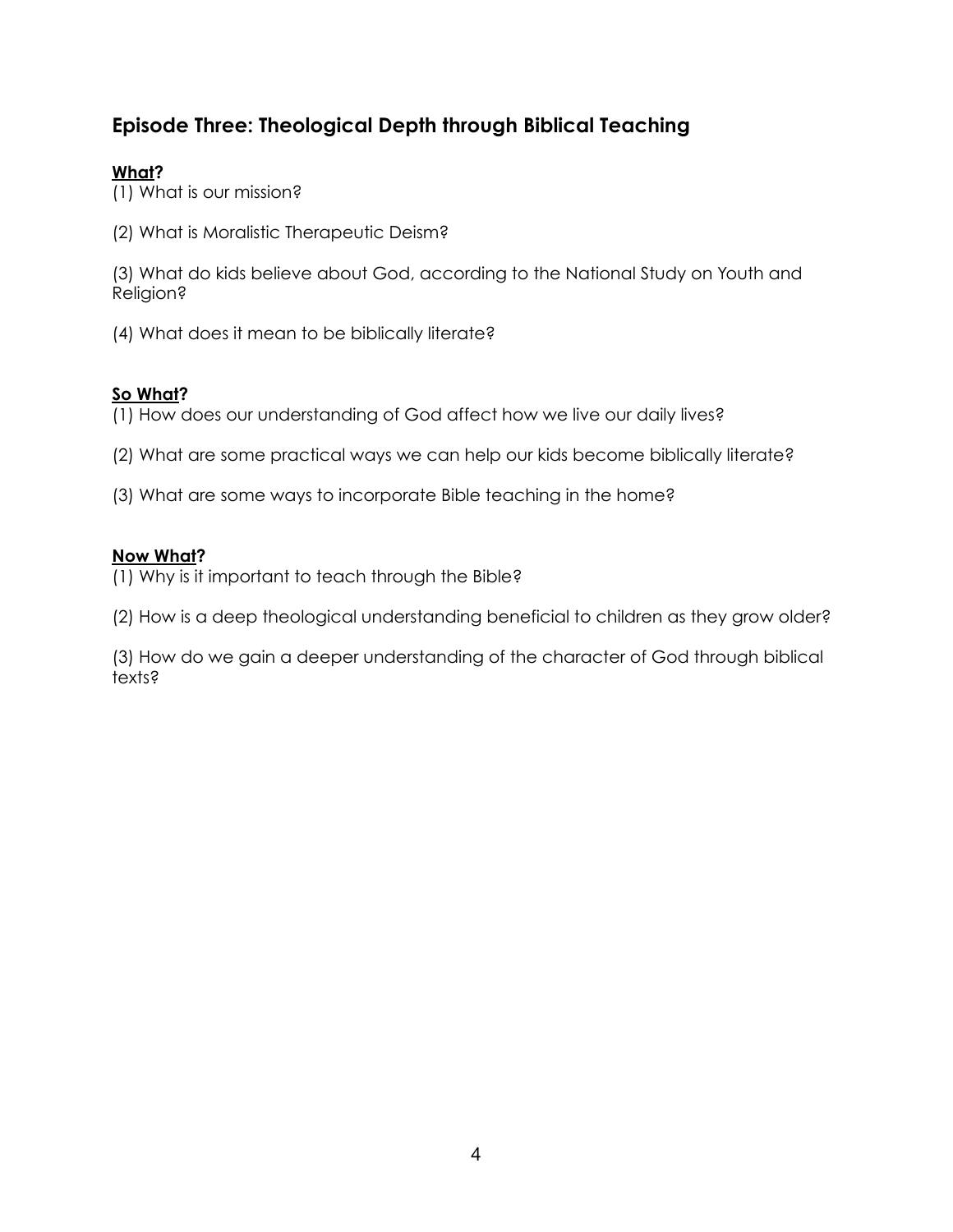## Episode Three: Theological Depth through Biblical Teaching

**What?**

(1) What is our mission?

(2) What is Moralistic Therapeutic Deism?

(3) What do kids believe about God, according to the National Study on Youth and Religion?

(4) What does it mean to be biblically literate?

**So What?**

(1) How does our understanding of God affect how we live our daily lives?

(2) What are some practical ways we can help our kids become biblically literate?

(3) What are some ways to incorporate Bible teaching in the home?

**Now What?**

(1) Why is it important to teach through the Bible?

(2) How is a deep theological understanding beneficial to children as they grow older?

(3) How do we gain a deeper understanding of the character of God through biblical texts?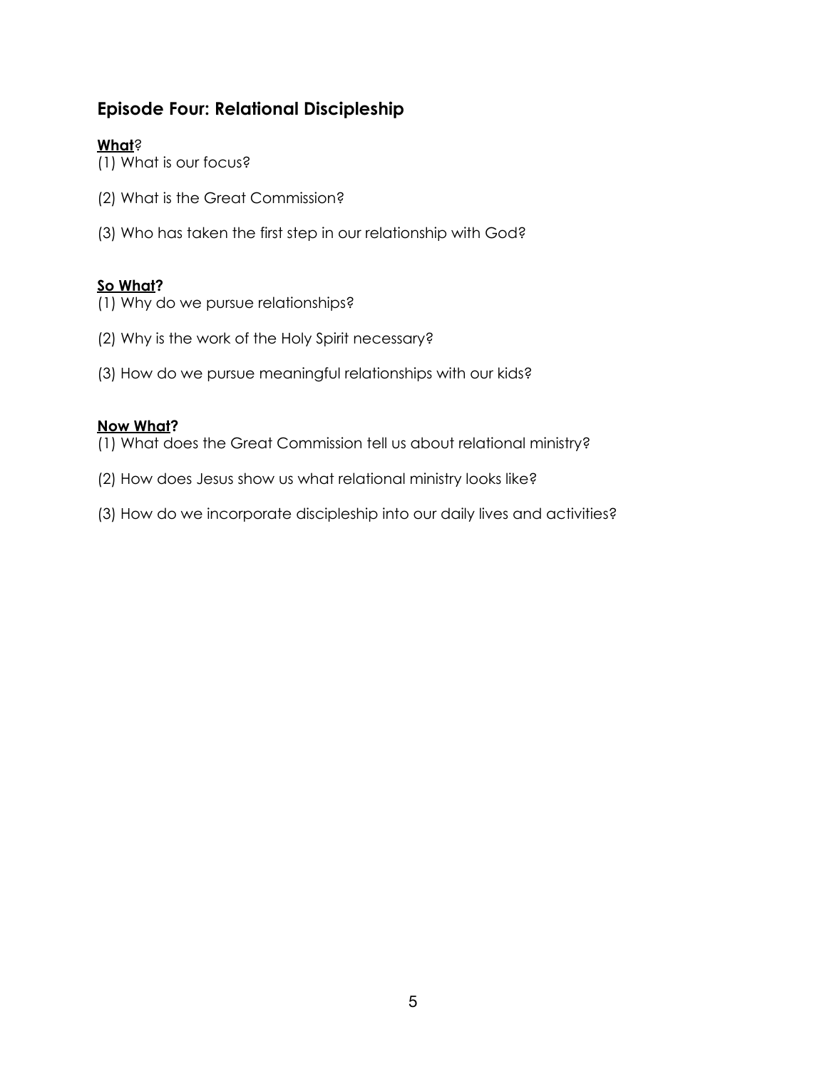## Episode Four: Relational Discipleship

**What**?

(1) What is our focus?

(2) What is the Great Commission?

(3) Who has taken the first step in our relationship with God?

**So What?**

(1) Why do we pursue relationships?

(2) Why is the work of the Holy Spirit necessary?

(3) How do we pursue meaningful relationships with our kids?

**Now What?**

(1) What does the Great Commission tell us about relational ministry?

(2) How does Jesus show us what relational ministry looks like?

(3) How do we incorporate discipleship into our daily lives and activities?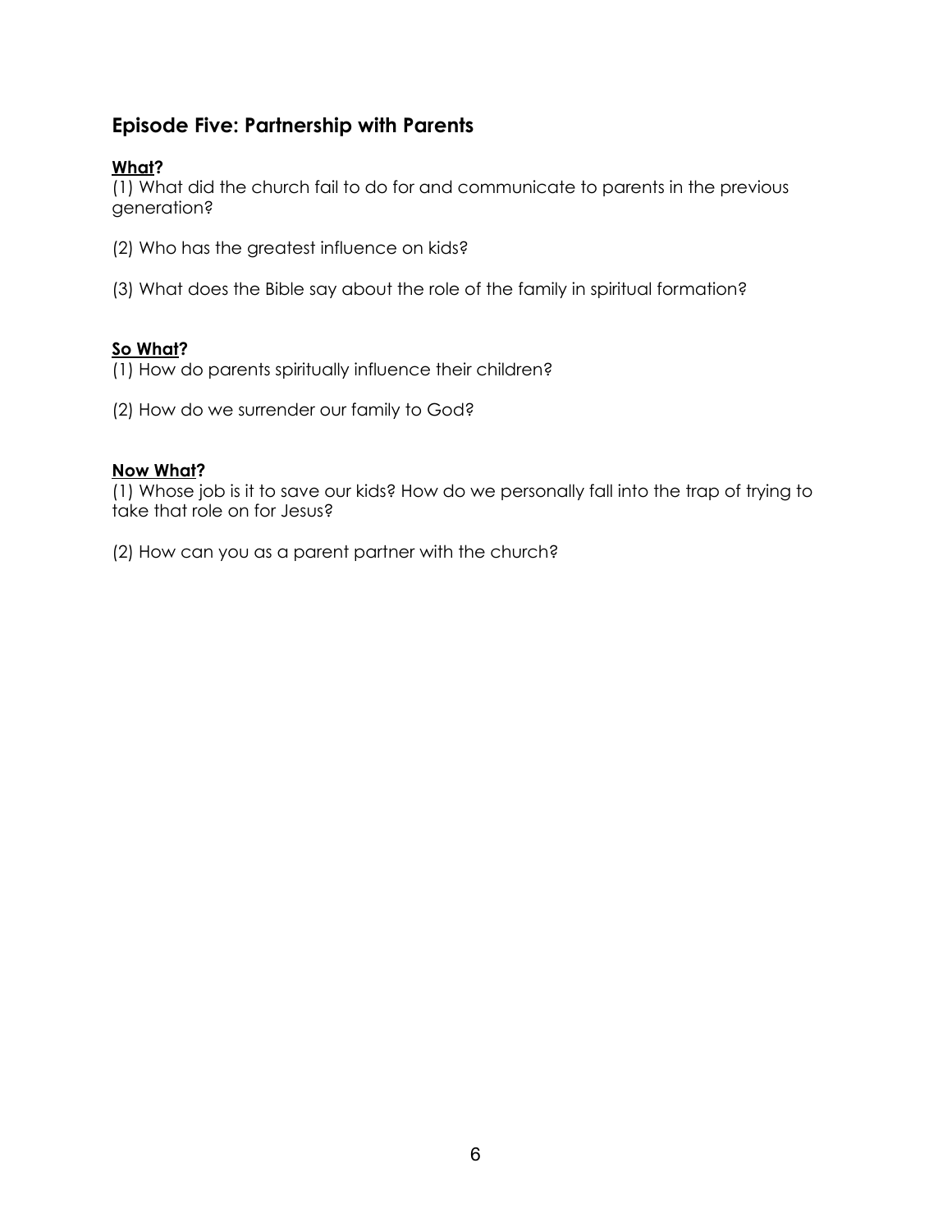## Episode Five: Partnership with Parents

**What?**

(1) What did the church fail to do for and communicate to parents in the previous generation?

(2) Who has the greatest influence on kids?

(3) What does the Bible say about the role of the family in spiritual formation?

**So What?**

(1) How do parents spiritually influence their children?

(2) How do we surrender our family to God?

**Now What?**

(1) Whose job is it to save our kids? How do we personally fall into the trap of trying to take that role on for Jesus?

(2) How can you as a parent partner with the church?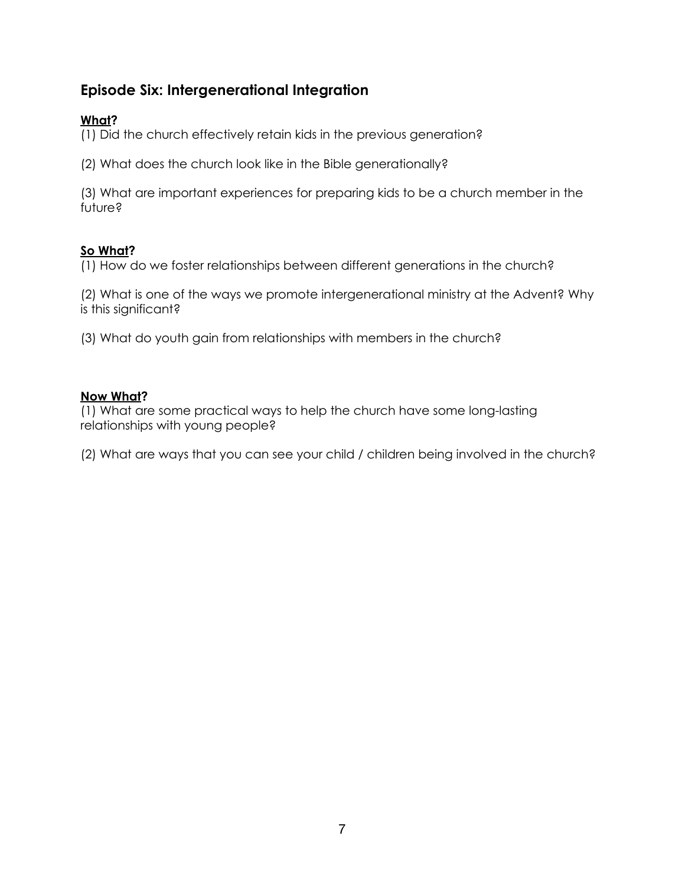## Episode Six: Intergenerational Integration

**<u>What</u>?**

(1) Did the church effectively retain kids in the previous generation?

(2) What does the church look like in the Bible generationally?

(3) What are important experiences for preparing kids to be a church member in the future?

**<u>So What</u>?**

(1) How do we foster relationships between different generations in the church?

(2) What is one of the ways we promote intergenerational ministry at the Advent? Why is this significant?

(3) What do youth gain from relationships with members in the church?

**<u>Now What</u>?**

(1) What are some practical ways to help the church have some long-lasting relationships with young people?

(2) What are ways that you can see your child / children being involved in the church?